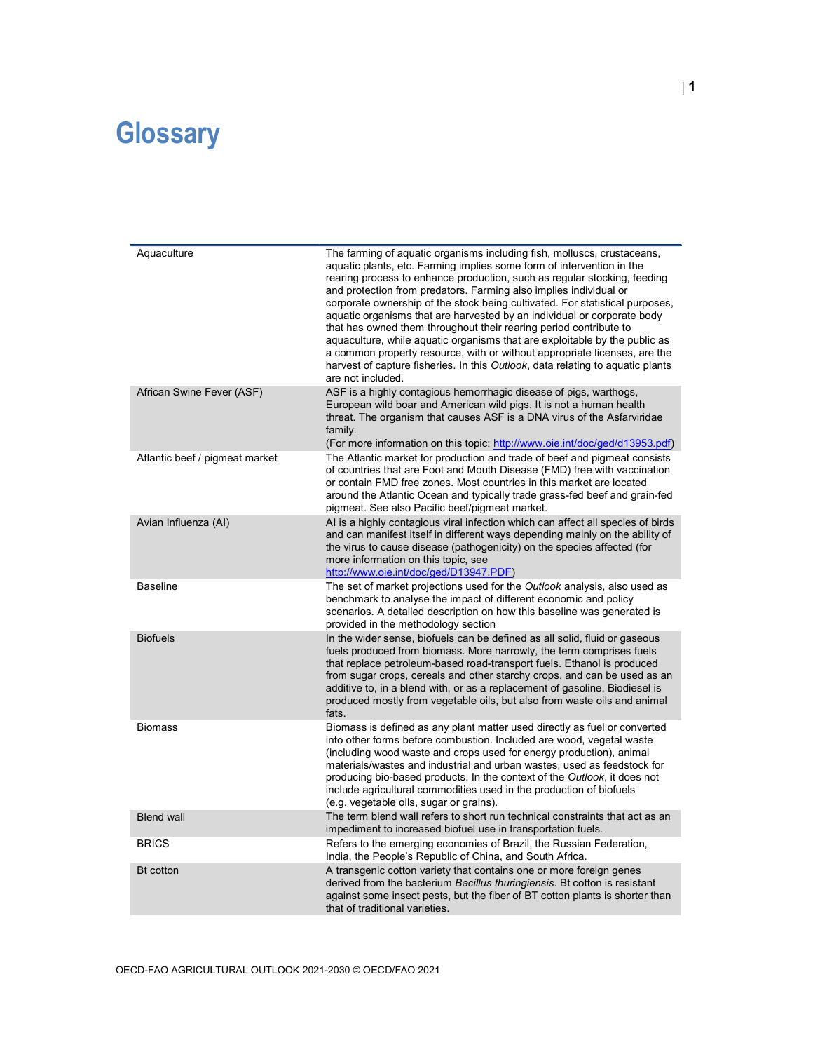# Glossary

| | |
|---|---|
| Aquaculture | The farming of aquatic organisms including fish, molluscs, crustaceans, aquatic plants, etc. Farming implies some form of intervention in the rearing process to enhance production, such as regular stocking, feeding and protection from predators. Farming also implies individual or corporate ownership of the stock being cultivated. For statistical purposes, aquatic organisms that are harvested by an individual or corporate body that has owned them throughout their rearing period contribute to aquaculture, while aquatic organisms that are exploitable by the public as a common property resource, with or without appropriate licenses, are the harvest of capture fisheries. In this *Outlook*, data relating to aquatic plants are not included. |
| African Swine Fever (ASF) | ASF is a highly contagious hemorrhagic disease of pigs, warthogs, European wild boar and American wild pigs. It is not a human health threat. The organism that causes ASF is a DNA virus of the Asfarviridae family. (For more information on this topic: http://www.oie.int/doc/ged/d13953.pdf) |
| Atlantic beef / pigmeat market | The Atlantic market for production and trade of beef and pigmeat consists of countries that are Foot and Mouth Disease (FMD) free with vaccination or contain FMD free zones. Most countries in this market are located around the Atlantic Ocean and typically trade grass-fed beef and grain-fed pigmeat. See also Pacific beef/pigmeat market. |
| Avian Influenza (AI) | AI is a highly contagious viral infection which can affect all species of birds and can manifest itself in different ways depending mainly on the ability of the virus to cause disease (pathogenicity) on the species affected (for more information on this topic, see http://www.oie.int/doc/ged/D13947.PDF) |
| Baseline | The set of market projections used for the *Outlook* analysis, also used as benchmark to analyse the impact of different economic and policy scenarios. A detailed description on how this baseline was generated is provided in the methodology section |
| Biofuels | In the wider sense, biofuels can be defined as all solid, fluid or gaseous fuels produced from biomass. More narrowly, the term comprises fuels that replace petroleum-based road-transport fuels. Ethanol is produced from sugar crops, cereals and other starchy crops, and can be used as an additive to, in a blend with, or as a replacement of gasoline. Biodiesel is produced mostly from vegetable oils, but also from waste oils and animal fats. |
| Biomass | Biomass is defined as any plant matter used directly as fuel or converted into other forms before combustion. Included are wood, vegetal waste (including wood waste and crops used for energy production), animal materials/wastes and industrial and urban wastes, used as feedstock for producing bio-based products. In the context of the *Outlook*, it does not include agricultural commodities used in the production of biofuels (e.g. vegetable oils, sugar or grains). |
| Blend wall | The term blend wall refers to short run technical constraints that act as an impediment to increased biofuel use in transportation fuels. |
| BRICS | Refers to the emerging economies of Brazil, the Russian Federation, India, the People's Republic of China, and South Africa. |
| Bt cotton | A transgenic cotton variety that contains one or more foreign genes derived from the bacterium *Bacillus thuringiensis*. Bt cotton is resistant against some insect pests, but the fiber of BT cotton plants is shorter than that of traditional varieties. |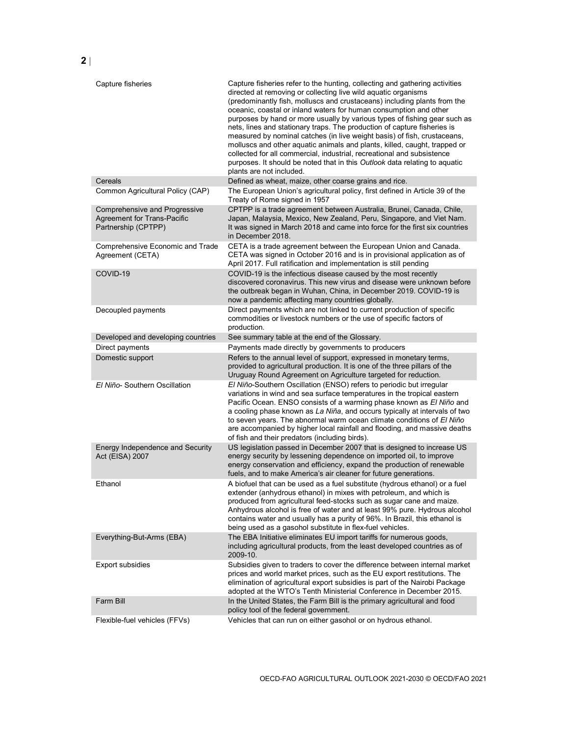| | |
|---|---|
| Capture fisheries | Capture fisheries refer to the hunting, collecting and gathering activities directed at removing or collecting live wild aquatic organisms (predominantly fish, molluscs and crustaceans) including plants from the oceanic, coastal or inland waters for human consumption and other purposes by hand or more usually by various types of fishing gear such as nets, lines and stationary traps. The production of capture fisheries is measured by nominal catches (in live weight basis) of fish, crustaceans, molluscs and other aquatic animals and plants, killed, caught, trapped or collected for all commercial, industrial, recreational and subsistence purposes. It should be noted that in this *Outlook* data relating to aquatic plants are not included. |
| Cereals | Defined as wheat, maize, other coarse grains and rice. |
| Common Agricultural Policy (CAP) | The European Union's agricultural policy, first defined in Article 39 of the Treaty of Rome signed in 1957 |
| Comprehensive and Progressive Agreement for Trans-Pacific Partnership (CPTPP) | CPTPP is a trade agreement between Australia, Brunei, Canada, Chile, Japan, Malaysia, Mexico, New Zealand, Peru, Singapore, and Viet Nam. It was signed in March 2018 and came into force for the first six countries in December 2018. |
| Comprehensive Economic and Trade Agreement (CETA) | CETA is a trade agreement between the European Union and Canada. CETA was signed in October 2016 and is in provisional application as of April 2017. Full ratification and implementation is still pending |
| COVID-19 | COVID-19 is the infectious disease caused by the most recently discovered coronavirus. This new virus and disease were unknown before the outbreak began in Wuhan, China, in December 2019. COVID-19 is now a pandemic affecting many countries globally. |
| Decoupled payments | Direct payments which are not linked to current production of specific commodities or livestock numbers or the use of specific factors of production. |
| Developed and developing countries | See summary table at the end of the Glossary. |
| Direct payments | Payments made directly by governments to producers |
| Domestic support | Refers to the annual level of support, expressed in monetary terms, provided to agricultural production. It is one of the three pillars of the Uruguay Round Agreement on Agriculture targeted for reduction. |
| *El Niño*- Southern Oscillation | *El Niño*-Southern Oscillation (ENSO) refers to periodic but irregular variations in wind and sea surface temperatures in the tropical eastern Pacific Ocean. ENSO consists of a warming phase known as *El Niño* and a cooling phase known as *La Niña*, and occurs typically at intervals of two to seven years. The abnormal warm ocean climate conditions of *El Niño* are accompanied by higher local rainfall and flooding, and massive deaths of fish and their predators (including birds). |
| Energy Independence and Security Act (EISA) 2007 | US legislation passed in December 2007 that is designed to increase US energy security by lessening dependence on imported oil, to improve energy conservation and efficiency, expand the production of renewable fuels, and to make America's air cleaner for future generations. |
| Ethanol | A biofuel that can be used as a fuel substitute (hydrous ethanol) or a fuel extender (anhydrous ethanol) in mixes with petroleum, and which is produced from agricultural feed-stocks such as sugar cane and maize. Anhydrous alcohol is free of water and at least 99% pure. Hydrous alcohol contains water and usually has a purity of 96%. In Brazil, this ethanol is being used as a gasohol substitute in flex-fuel vehicles. |
| Everything-But-Arms (EBA) | The EBA Initiative eliminates EU import tariffs for numerous goods, including agricultural products, from the least developed countries as of 2009-10. |
| Export subsidies | Subsidies given to traders to cover the difference between internal market prices and world market prices, such as the EU export restitutions. The elimination of agricultural export subsidies is part of the Nairobi Package adopted at the WTO's Tenth Ministerial Conference in December 2015. |
| Farm Bill | In the United States, the Farm Bill is the primary agricultural and food policy tool of the federal government. |
| Flexible-fuel vehicles (FFVs) | Vehicles that can run on either gasohol or on hydrous ethanol. |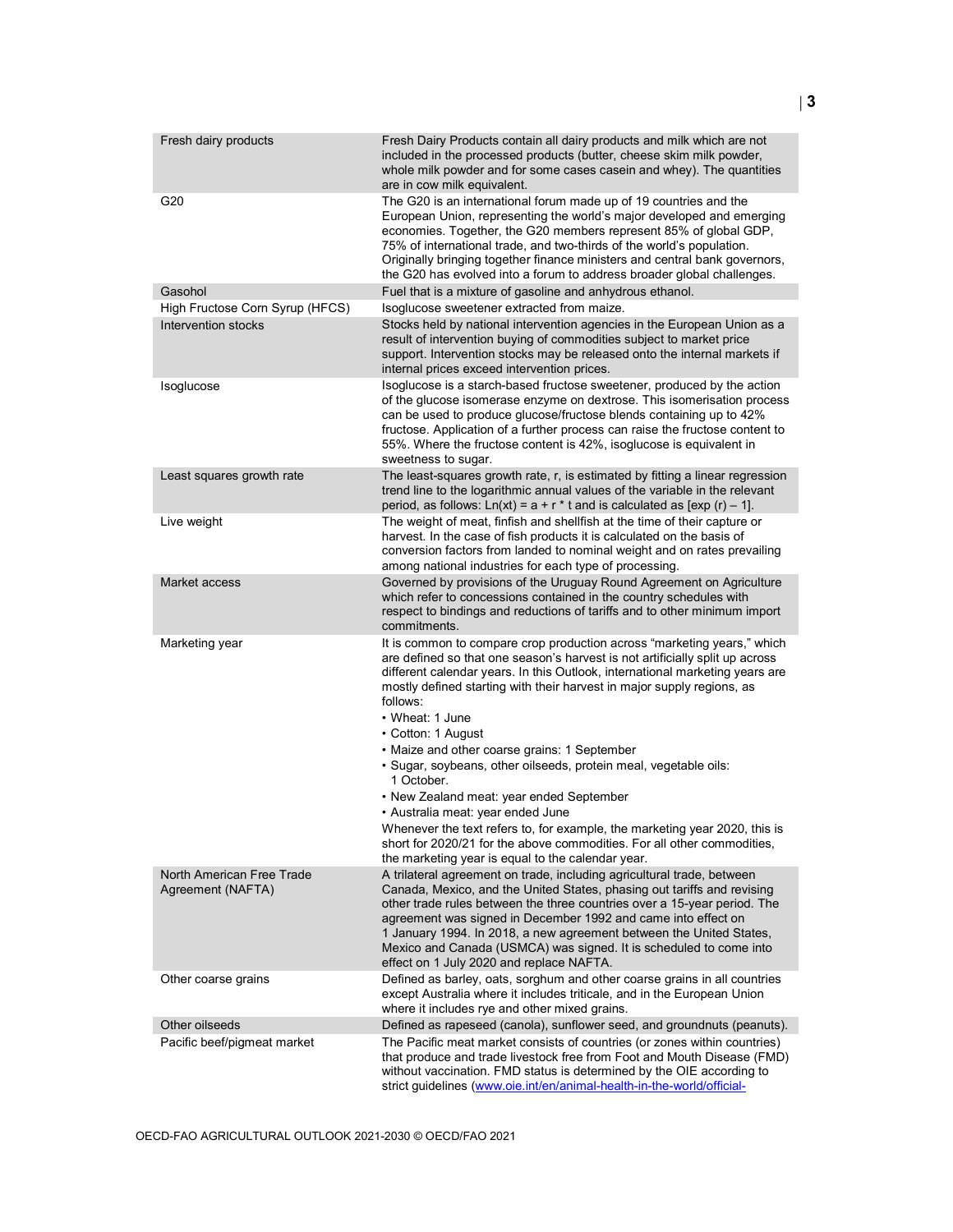| | |
|---|---|
| Fresh dairy products | Fresh Dairy Products contain all dairy products and milk which are not included in the processed products (butter, cheese skim milk powder, whole milk powder and for some cases casein and whey). The quantities are in cow milk equivalent. |
| G20 | The G20 is an international forum made up of 19 countries and the European Union, representing the world's major developed and emerging economies. Together, the G20 members represent 85% of global GDP, 75% of international trade, and two-thirds of the world's population. Originally bringing together finance ministers and central bank governors, the G20 has evolved into a forum to address broader global challenges. |
| Gasohol | Fuel that is a mixture of gasoline and anhydrous ethanol. |
| High Fructose Corn Syrup (HFCS) | Isoglucose sweetener extracted from maize. |
| Intervention stocks | Stocks held by national intervention agencies in the European Union as a result of intervention buying of commodities subject to market price support. Intervention stocks may be released onto the internal markets if internal prices exceed intervention prices. |
| Isoglucose | Isoglucose is a starch-based fructose sweetener, produced by the action of the glucose isomerase enzyme on dextrose. This isomerisation process can be used to produce glucose/fructose blends containing up to 42% fructose. Application of a further process can raise the fructose content to 55%. Where the fructose content is 42%, isoglucose is equivalent in sweetness to sugar. |
| Least squares growth rate | The least-squares growth rate, r, is estimated by fitting a linear regression trend line to the logarithmic annual values of the variable in the relevant period, as follows: $Ln(x_t) = a + r * t$ and is calculated as $[\exp(r) - 1]$. |
| Live weight | The weight of meat, finfish and shellfish at the time of their capture or harvest. In the case of fish products it is calculated on the basis of conversion factors from landed to nominal weight and on rates prevailing among national industries for each type of processing. |
| Market access | Governed by provisions of the Uruguay Round Agreement on Agriculture which refer to concessions contained in the country schedules with respect to bindings and reductions of tariffs and to other minimum import commitments. |
| Marketing year | It is common to compare crop production across "marketing years," which are defined so that one season's harvest is not artificially split up across different calendar years. In this Outlook, international marketing years are mostly defined starting with their harvest in major supply regions, as follows:<br>• Wheat: 1 June<br>• Cotton: 1 August<br>• Maize and other coarse grains: 1 September<br>• Sugar, soybeans, other oilseeds, protein meal, vegetable oils: 1 October.<br>• New Zealand meat: year ended September<br>• Australia meat: year ended June<br>Whenever the text refers to, for example, the marketing year 2020, this is short for 2020/21 for the above commodities. For all other commodities, the marketing year is equal to the calendar year. |
| North American Free Trade Agreement (NAFTA) | A trilateral agreement on trade, including agricultural trade, between Canada, Mexico, and the United States, phasing out tariffs and revising other trade rules between the three countries over a 15-year period. The agreement was signed in December 1992 and came into effect on 1 January 1994. In 2018, a new agreement between the United States, Mexico and Canada (USMCA) was signed. It is scheduled to come into effect on 1 July 2020 and replace NAFTA. |
| Other coarse grains | Defined as barley, oats, sorghum and other coarse grains in all countries except Australia where it includes triticale, and in the European Union where it includes rye and other mixed grains. |
| Other oilseeds | Defined as rapeseed (canola), sunflower seed, and groundnuts (peanuts). |
| Pacific beef/pigmeat market | The Pacific meat market consists of countries (or zones within countries) that produce and trade livestock free from Foot and Mouth Disease (FMD) without vaccination. FMD status is determined by the OIE according to strict guidelines (www.oie.int/en/animal-health-in-the-world/official- |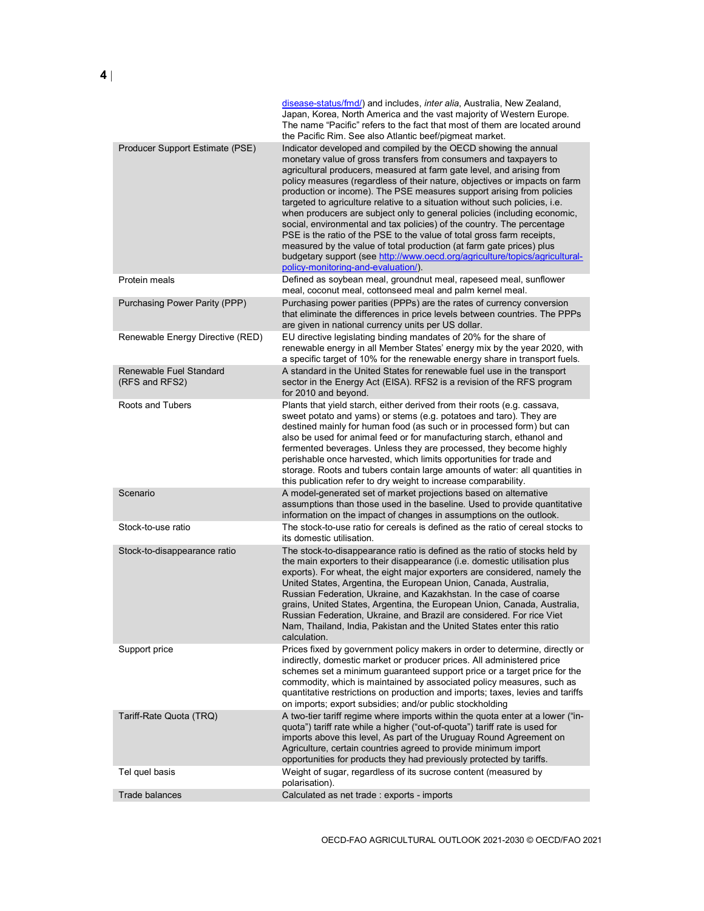| | |
|---|---|
| | disease-status/fmd/) and includes, *inter alia*, Australia, New Zealand, Japan, Korea, North America and the vast majority of Western Europe. The name "Pacific" refers to the fact that most of them are located around the Pacific Rim. See also Atlantic beef/pigmeat market. |
| Producer Support Estimate (PSE) | Indicator developed and compiled by the OECD showing the annual monetary value of gross transfers from consumers and taxpayers to agricultural producers, measured at farm gate level, and arising from policy measures (regardless of their nature, objectives or impacts on farm production or income). The PSE measures support arising from policies targeted to agriculture relative to a situation without such policies, i.e. when producers are subject only to general policies (including economic, social, environmental and tax policies) of the country. The percentage PSE is the ratio of the PSE to the value of total gross farm receipts, measured by the value of total production (at farm gate prices) plus budgetary support (see http://www.oecd.org/agriculture/topics/agricultural-policy-monitoring-and-evaluation/). |
| Protein meals | Defined as soybean meal, groundnut meal, rapeseed meal, sunflower meal, coconut meal, cottonseed meal and palm kernel meal. |
| Purchasing Power Parity (PPP) | Purchasing power parities (PPPs) are the rates of currency conversion that eliminate the differences in price levels between countries. The PPPs are given in national currency units per US dollar. |
| Renewable Energy Directive (RED) | EU directive legislating binding mandates of 20% for the share of renewable energy in all Member States' energy mix by the year 2020, with a specific target of 10% for the renewable energy share in transport fuels. |
| Renewable Fuel Standard (RFS and RFS2) | A standard in the United States for renewable fuel use in the transport sector in the Energy Act (EISA). RFS2 is a revision of the RFS program for 2010 and beyond. |
| Roots and Tubers | Plants that yield starch, either derived from their roots (e.g. cassava, sweet potato and yams) or stems (e.g. potatoes and taro). They are destined mainly for human food (as such or in processed form) but can also be used for animal feed or for manufacturing starch, ethanol and fermented beverages. Unless they are processed, they become highly perishable once harvested, which limits opportunities for trade and storage. Roots and tubers contain large amounts of water: all quantities in this publication refer to dry weight to increase comparability. |
| Scenario | A model-generated set of market projections based on alternative assumptions than those used in the baseline. Used to provide quantitative information on the impact of changes in assumptions on the outlook. |
| Stock-to-use ratio | The stock-to-use ratio for cereals is defined as the ratio of cereal stocks to its domestic utilisation. |
| Stock-to-disappearance ratio | The stock-to-disappearance ratio is defined as the ratio of stocks held by the main exporters to their disappearance (i.e. domestic utilisation plus exports). For wheat, the eight major exporters are considered, namely the United States, Argentina, the European Union, Canada, Australia, Russian Federation, Ukraine, and Kazakhstan. In the case of coarse grains, United States, Argentina, the European Union, Canada, Australia, Russian Federation, Ukraine, and Brazil are considered. For rice Viet Nam, Thailand, India, Pakistan and the United States enter this ratio calculation. |
| Support price | Prices fixed by government policy makers in order to determine, directly or indirectly, domestic market or producer prices. All administered price schemes set a minimum guaranteed support price or a target price for the commodity, which is maintained by associated policy measures, such as quantitative restrictions on production and imports; taxes, levies and tariffs on imports; export subsidies; and/or public stockholding |
| Tariff-Rate Quota (TRQ) | A two-tier tariff regime where imports within the quota enter at a lower ("in-quota") tariff rate while a higher ("out-of-quota") tariff rate is used for imports above this level, As part of the Uruguay Round Agreement on Agriculture, certain countries agreed to provide minimum import opportunities for products they had previously protected by tariffs. |
| Tel quel basis | Weight of sugar, regardless of its sucrose content (measured by polarisation). |
| Trade balances | Calculated as net trade : exports - imports |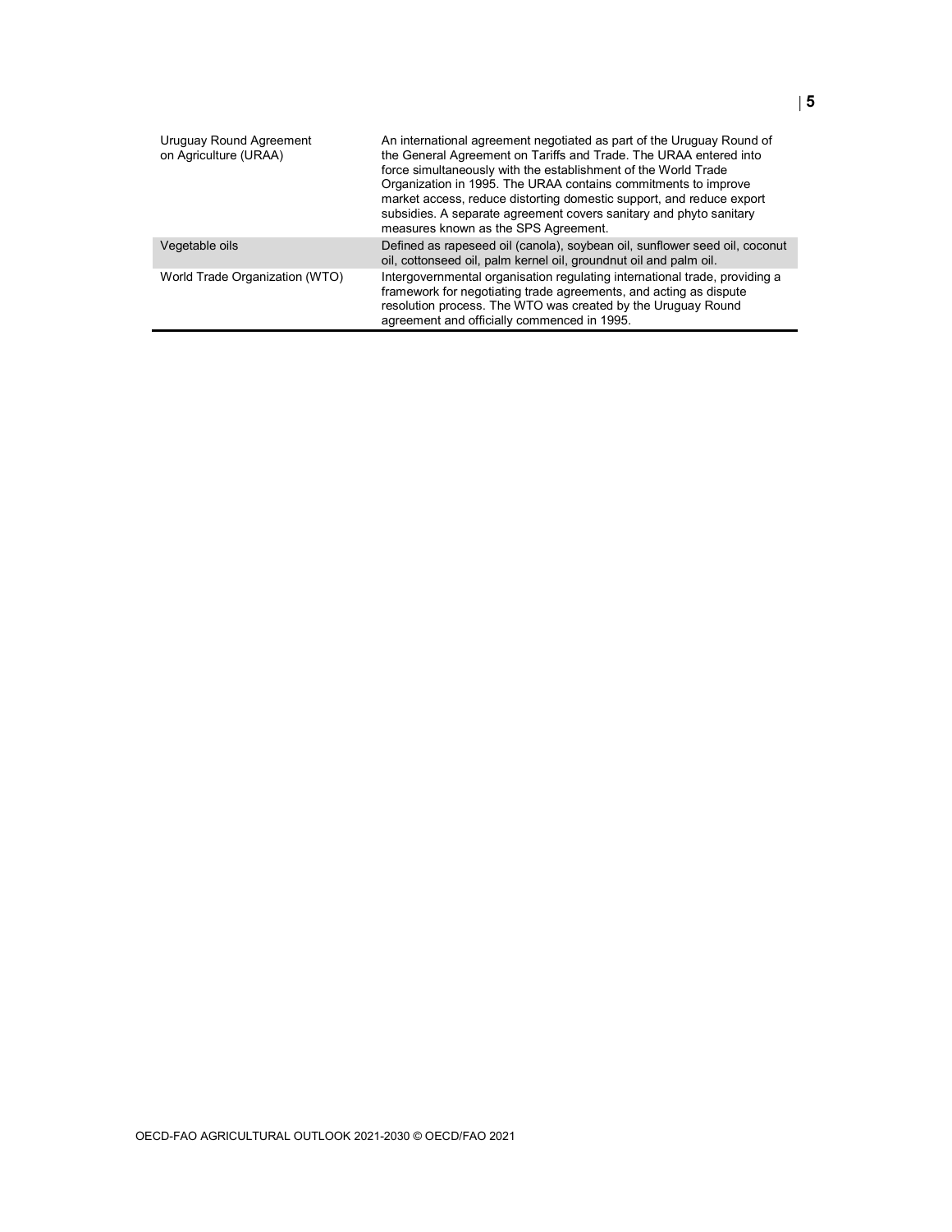| | |
|---|---|
| Uruguay Round Agreement on Agriculture (URAA) | An international agreement negotiated as part of the Uruguay Round of the General Agreement on Tariffs and Trade. The URAA entered into force simultaneously with the establishment of the World Trade Organization in 1995. The URAA contains commitments to improve market access, reduce distorting domestic support, and reduce export subsidies. A separate agreement covers sanitary and phyto sanitary measures known as the SPS Agreement. |
| Vegetable oils | Defined as rapeseed oil (canola), soybean oil, sunflower seed oil, coconut oil, cottonseed oil, palm kernel oil, groundnut oil and palm oil. |
| World Trade Organization (WTO) | Intergovernmental organisation regulating international trade, providing a framework for negotiating trade agreements, and acting as dispute resolution process. The WTO was created by the Uruguay Round agreement and officially commenced in 1995. |